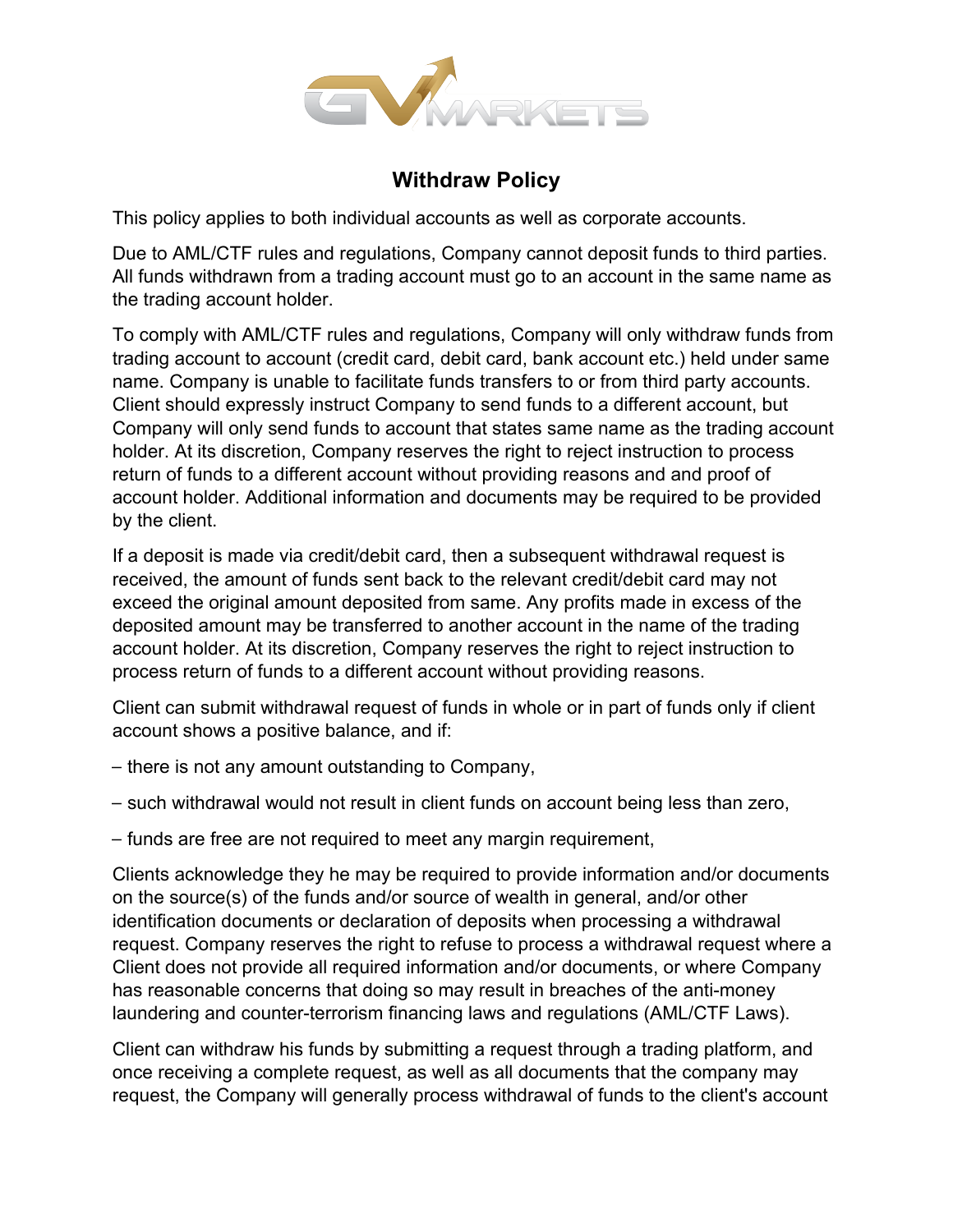# Withdraw Policy

This policy applies to both individual accounts as well as corporate accounts.

Due to AML/CTF rules and regulations, Company cannot deposit funds to third parties. All funds withdrawn from a trading account must go to an account in the same name as the trading account holder.

To comply with AML/CTF rules and regulations, Company will only withdraw funds from trading account to account (credit card, debit card, bank account etc.) held under same name. Company is unable to facilitate funds transfers to or from third party accounts. Client should expressly instruct Company to send funds to a different account, but Company will only send funds to account that states same name as the trading account holder. At its discretion, Company reserves the right to reject instruction to process return of funds to a different account without providing reasons and and proof of account holder. Additional information and documents may be required to be provided by the client.

If a deposit is made via credit/debit card, then a subsequent withdrawal request is received, the amount of funds sent back to the relevant credit/debit card may not exceed the original amount deposited from same. Any profits made in excess of the deposited amount may be transferred to another account in the name of the trading account holder. At its discretion, Company reserves the right to reject instruction to process return of funds to a different account without providing reasons.

Client can submit withdrawal request of funds in whole or in part of funds only if client account shows a positive balance, and if:

– there is not any amount outstanding to Company,

– such withdrawal would not result in client funds on account being less than zero,

– funds are free are not required to meet any margin requirement,

Clients acknowledge they he may be required to provide information and/or documents on the source(s) of the funds and/or source of wealth in general, and/or other identification documents or declaration of deposits when processing a withdrawal request. Company reserves the right to refuse to process a withdrawal request where a Client does not provide all required information and/or documents, or where Company has reasonable concerns that doing so may result in breaches of the anti-money laundering and counter-terrorism financing laws and regulations (AML/CTF Laws).

Client can withdraw his funds by submitting a request through a trading platform, and once receiving a complete request, as well as all documents that the company may request, the Company will generally process withdrawal of funds to the client's account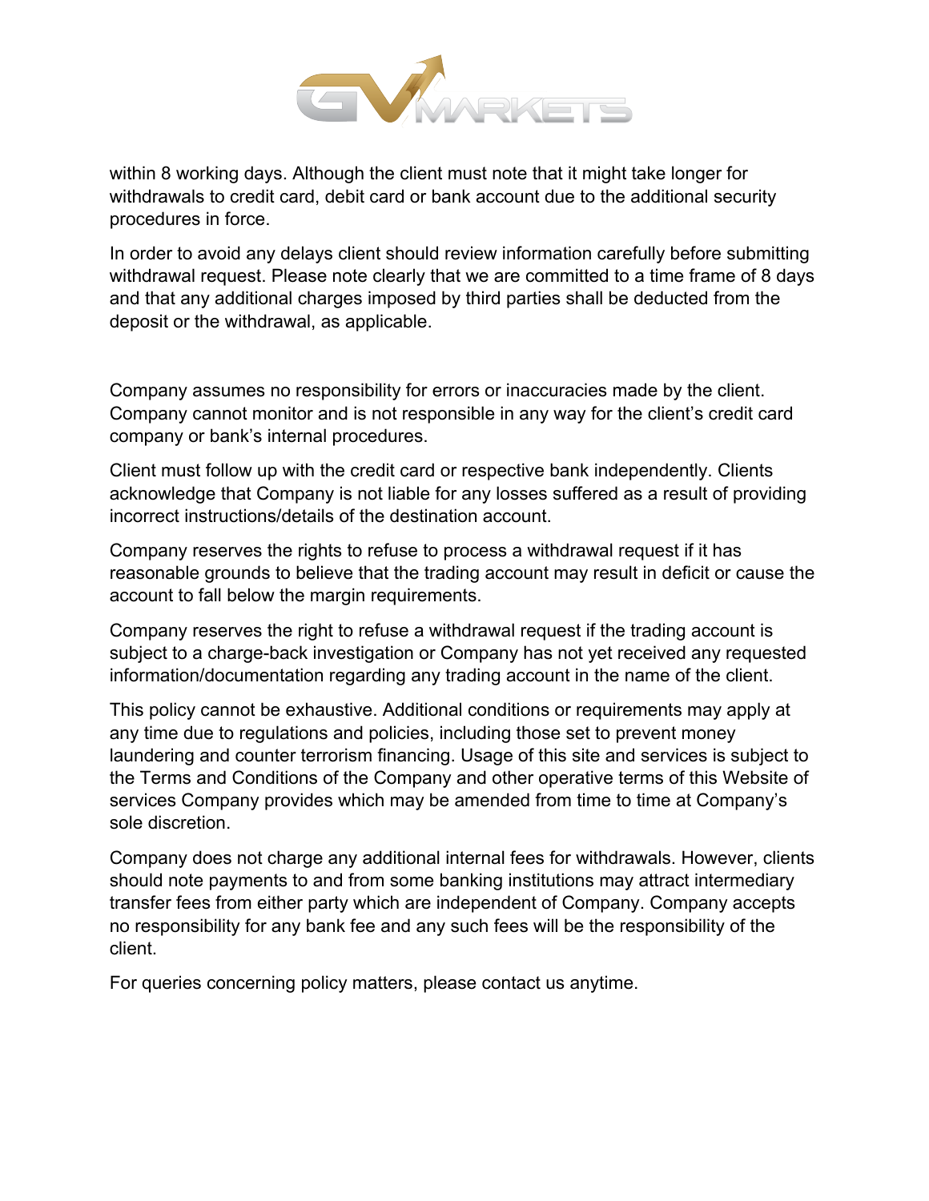within 8 working days. Although the client must note that it might take longer for withdrawals to credit card, debit card or bank account due to the additional security procedures in force.

In order to avoid any delays client should review information carefully before submitting withdrawal request. Please note clearly that we are committed to a time frame of 8 days and that any additional charges imposed by third parties shall be deducted from the deposit or the withdrawal, as applicable.

Company assumes no responsibility for errors or inaccuracies made by the client. Company cannot monitor and is not responsible in any way for the client's credit card company or bank's internal procedures.

Client must follow up with the credit card or respective bank independently. Clients acknowledge that Company is not liable for any losses suffered as a result of providing incorrect instructions/details of the destination account.

Company reserves the rights to refuse to process a withdrawal request if it has reasonable grounds to believe that the trading account may result in deficit or cause the account to fall below the margin requirements.

Company reserves the right to refuse a withdrawal request if the trading account is subject to a charge-back investigation or Company has not yet received any requested information/documentation regarding any trading account in the name of the client.

This policy cannot be exhaustive. Additional conditions or requirements may apply at any time due to regulations and policies, including those set to prevent money laundering and counter terrorism financing. Usage of this site and services is subject to the Terms and Conditions of the Company and other operative terms of this Website of services Company provides which may be amended from time to time at Company's sole discretion.

Company does not charge any additional internal fees for withdrawals. However, clients should note payments to and from some banking institutions may attract intermediary transfer fees from either party which are independent of Company. Company accepts no responsibility for any bank fee and any such fees will be the responsibility of the client.

For queries concerning policy matters, please contact us anytime.